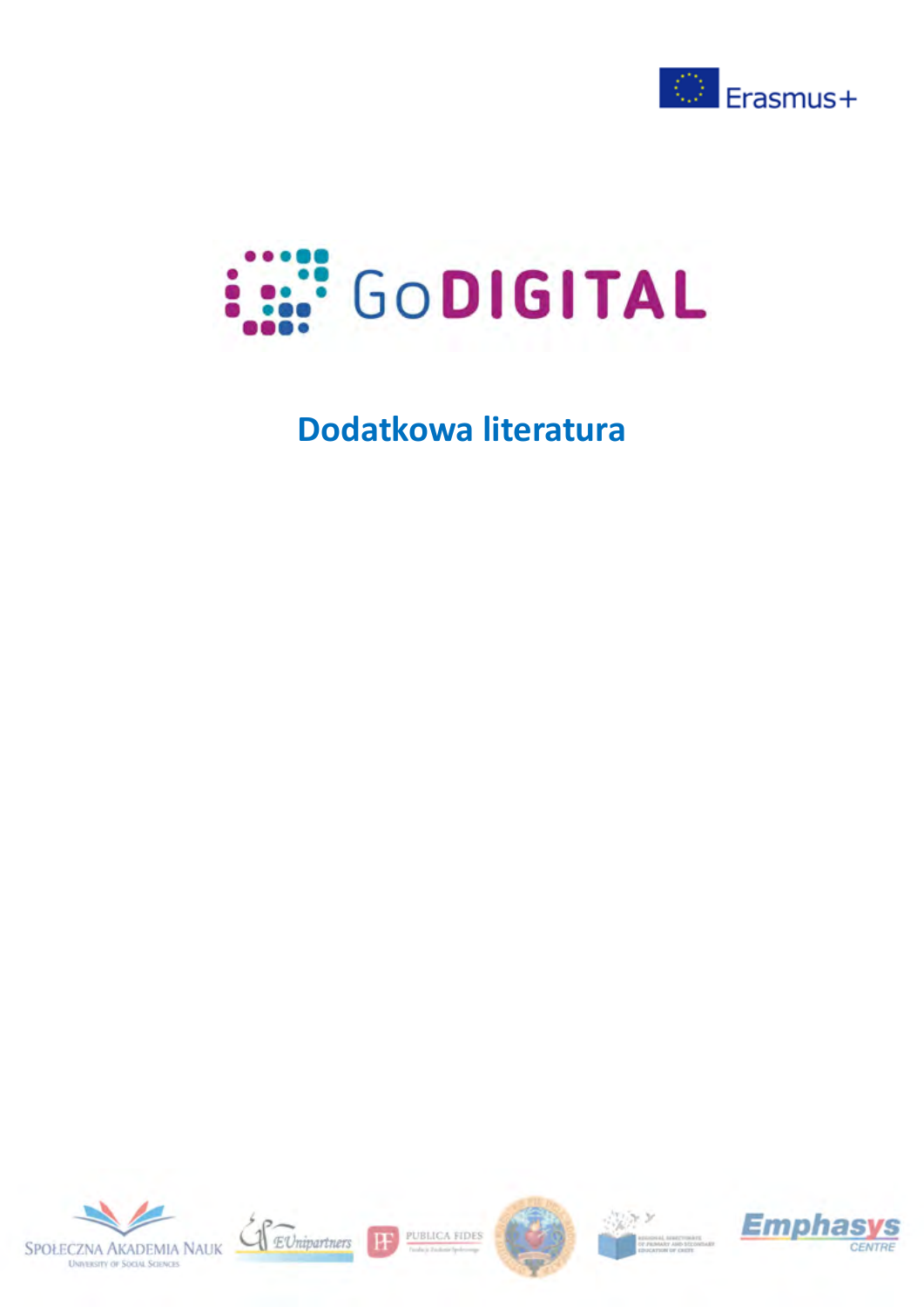Erasmus+

GoDIGITAL

# Dodatkowa literatura

SPOŁECZNA AKADEMIA NAUK
UNIVERSITY OF SOCIAL SCIENCES

EUnipartners

PUBLICA FIDES

Emphasys CENTRE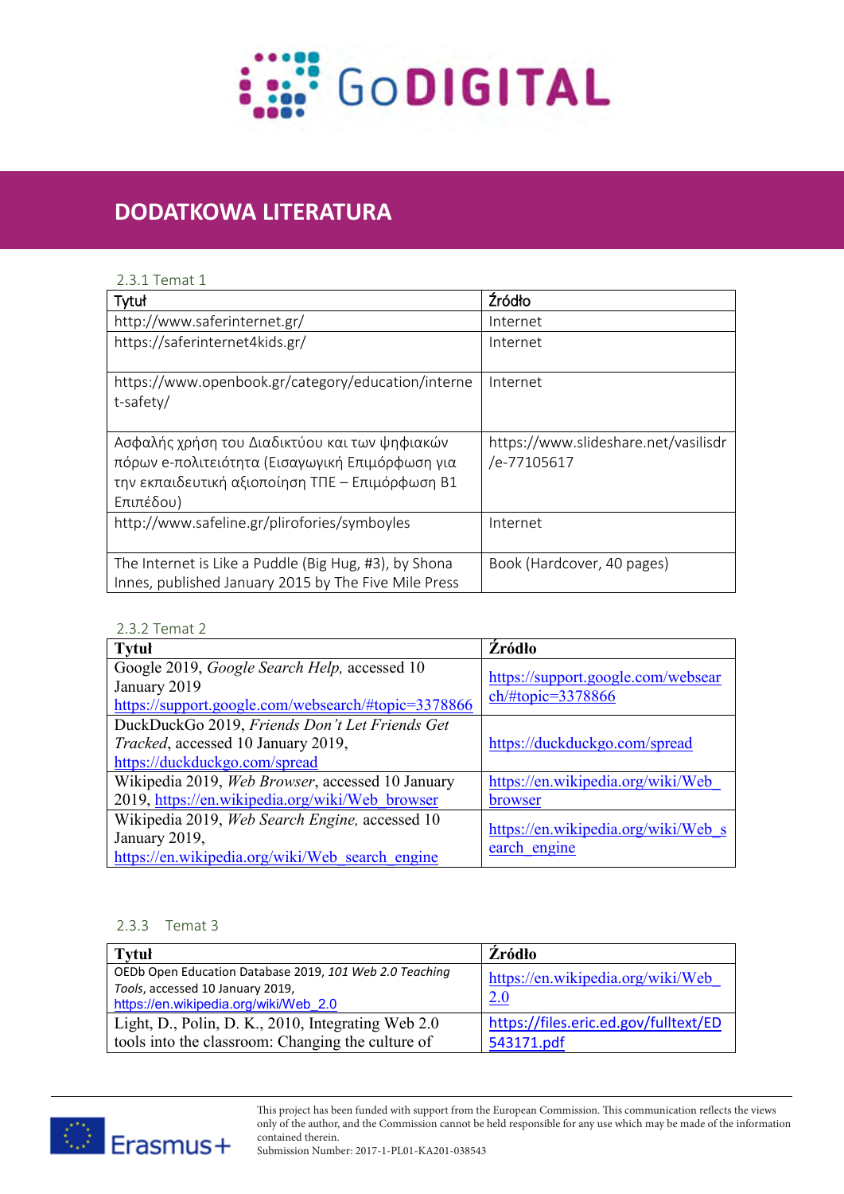## DODATKOWA LITERATURA

### 2.3.1 Temat 1

| Tytuł | Źródło |
|---|---|
| http://www.saferinternet.gr/ | Internet |
| https://saferinternet4kids.gr/ | Internet |
| https://www.openbook.gr/category/education/internet-safety/ | Internet |
| Ασφαλής χρήση του Διαδικτύου και των ψηφιακών πόρων e-πολιτειότητα (Εισαγωγική Επιμόρφωση για την εκπαιδευτική αξιοποίηση ΤΠΕ – Επιμόρφωση Β1 Επιπέδου) | https://www.slideshare.net/vasilisdr/e-77105617 |
| http://www.safeline.gr/plirofories/symboyles | Internet |
| The Internet is Like a Puddle (Big Hug, #3), by Shona Innes, published January 2015 by The Five Mile Press | Book (Hardcover, 40 pages) |

### 2.3.2 Temat 2

| Tytuł | Źródło |
|---|---|
| Google 2019, *Google Search Help,* accessed 10 January 2019 https://support.google.com/websearch/#topic=3378866 | https://support.google.com/websearch/#topic=3378866 |
| DuckDuckGo 2019, *Friends Don't Let Friends Get Tracked*, accessed 10 January 2019, https://duckduckgo.com/spread | https://duckduckgo.com/spread |
| Wikipedia 2019, *Web Browser*, accessed 10 January 2019, https://en.wikipedia.org/wiki/Web_browser | https://en.wikipedia.org/wiki/Web_browser |
| Wikipedia 2019, *Web Search Engine,* accessed 10 January 2019, https://en.wikipedia.org/wiki/Web_search_engine | https://en.wikipedia.org/wiki/Web_search_engine |

### 2.3.3 Temat 3

| Tytuł | Źródło |
|---|---|
| OEDb Open Education Database 2019, *101 Web 2.0 Teaching Tools*, accessed 10 January 2019, https://en.wikipedia.org/wiki/Web_2.0 | https://en.wikipedia.org/wiki/Web_2.0 |
| Light, D., Polin, D. K., 2010, Integrating Web 2.0 tools into the classroom: Changing the culture of | https://files.eric.ed.gov/fulltext/ED543171.pdf |

This project has been funded with support from the European Commission. This communication reflects the views only of the author, and the Commission cannot be held responsible for any use which may be made of the information contained therein.
Submission Number: 2017-1-PL01-KA201-038543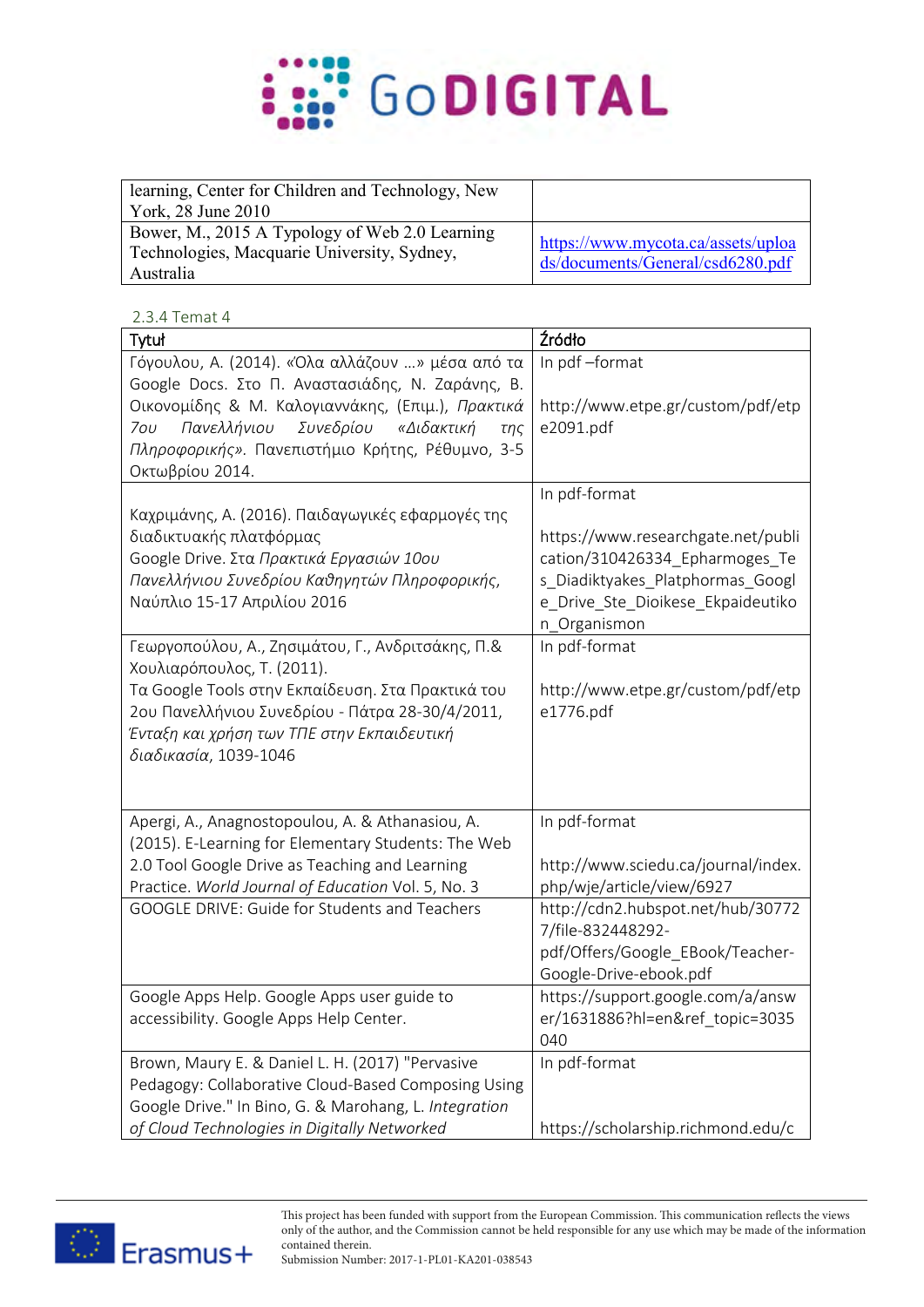| | |
|---|---|
| learning, Center for Children and Technology, New York, 28 June 2010 | |
| Bower, M., 2015 A Typology of Web 2.0 Learning Technologies, Macquarie University, Sydney, Australia | https://www.mycota.ca/assets/uploads/documents/General/csd6280.pdf |

### 2.3.4 Temat 4

| Tytuł | Źródło |
|---|---|
| Γόγουλου, Α. (2014). «Όλα αλλάζουν …» μέσα από τα Google Docs. Στο Π. Αναστασιάδης, Ν. Ζαράνης, Β. Οικονομίδης & Μ. Καλογιαννάκης, (Επιμ.), *Πρακτικά 7ου Πανελλήνιου Συνεδρίου «Διδακτική της Πληροφορικής»*. Πανεπιστήμιο Κρήτης, Ρέθυμνο, 3-5 Οκτωβρίου 2014. | In pdf –format<br><br>http://www.etpe.gr/custom/pdf/etpe2091.pdf |
| Καχριμάνης, Α. (2016). Παιδαγωγικές εφαρμογές της διαδικτυακής πλατφόρμας Google Drive. Στα *Πρακτικά Εργασιών 10ου Πανελλήνιου Συνεδρίου Καθηγητών Πληροφορικής*, Ναύπλιο 15-17 Απριλίου 2016 | In pdf-format<br><br>https://www.researchgate.net/publication/310426334_Epharmoges_Tes_Diadiktyakes_Platphormas_Google_Drive_Ste_Dioikese_Ekpaideutikon_Organismon |
| Γεωργοπούλου, Α., Ζησιμάτου, Γ., Ανδριτσάκης, Π.& Χουλιαρόπουλος, Τ. (2011).<br>Τα Google Tools στην Εκπαίδευση. Στα Πρακτικά του 2ου Πανελλήνιου Συνεδρίου - Πάτρα 28-30/4/2011, *Ένταξη και χρήση των ΤΠΕ στην Εκπαιδευτική διαδικασία*, 1039-1046 | In pdf-format<br><br>http://www.etpe.gr/custom/pdf/etpe1776.pdf |
| Apergi, A., Anagnostopoulou, A. & Athanasiou, A. (2015). E-Learning for Elementary Students: The Web 2.0 Tool Google Drive as Teaching and Learning Practice. *World Journal of Education* Vol. 5, No. 3 | In pdf-format<br><br>http://www.sciedu.ca/journal/index.php/wje/article/view/6927 |
| GOOGLE DRIVE: Guide for Students and Teachers | http://cdn2.hubspot.net/hub/307727/file-832448292-pdf/Offers/Google_EBook/Teacher-Google-Drive-ebook.pdf |
| Google Apps Help. Google Apps user guide to accessibility. Google Apps Help Center. | https://support.google.com/a/answer/1631886?hl=en&ref_topic=3035040 |
| Brown, Maury E. & Daniel L. H. (2017) "Pervasive Pedagogy: Collaborative Cloud-Based Composing Using Google Drive." In Bino, G. & Marohang, L. *Integration of Cloud Technologies in Digitally Networked* | In pdf-format<br><br>https://scholarship.richmond.edu/c |

This project has been funded with support from the European Commission. This communication reflects the views only of the author, and the Commission cannot be held responsible for any use which may be made of the information contained therein.
Submission Number: 2017-1-PL01-KA201-038543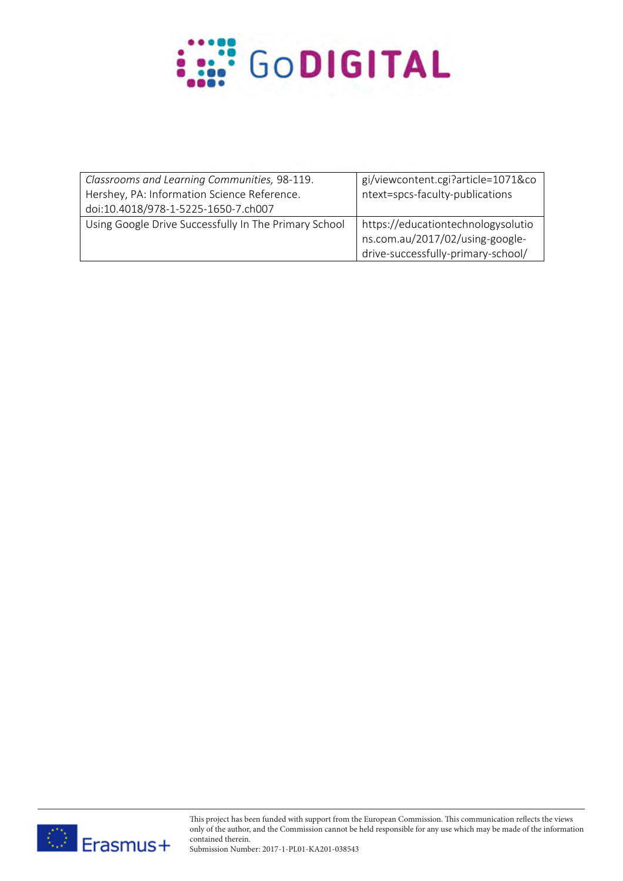| | |
|---|---|
| *Classrooms and Learning Communities,* 98-119. Hershey, PA: Information Science Reference. doi:10.4018/978-1-5225-1650-7.ch007 | gi/viewcontent.cgi?article=1071&context=spcs-faculty-publications |
| Using Google Drive Successfully In The Primary School | https://educationtechnologysolutions.com.au/2017/02/using-google-drive-successfully-primary-school/ |